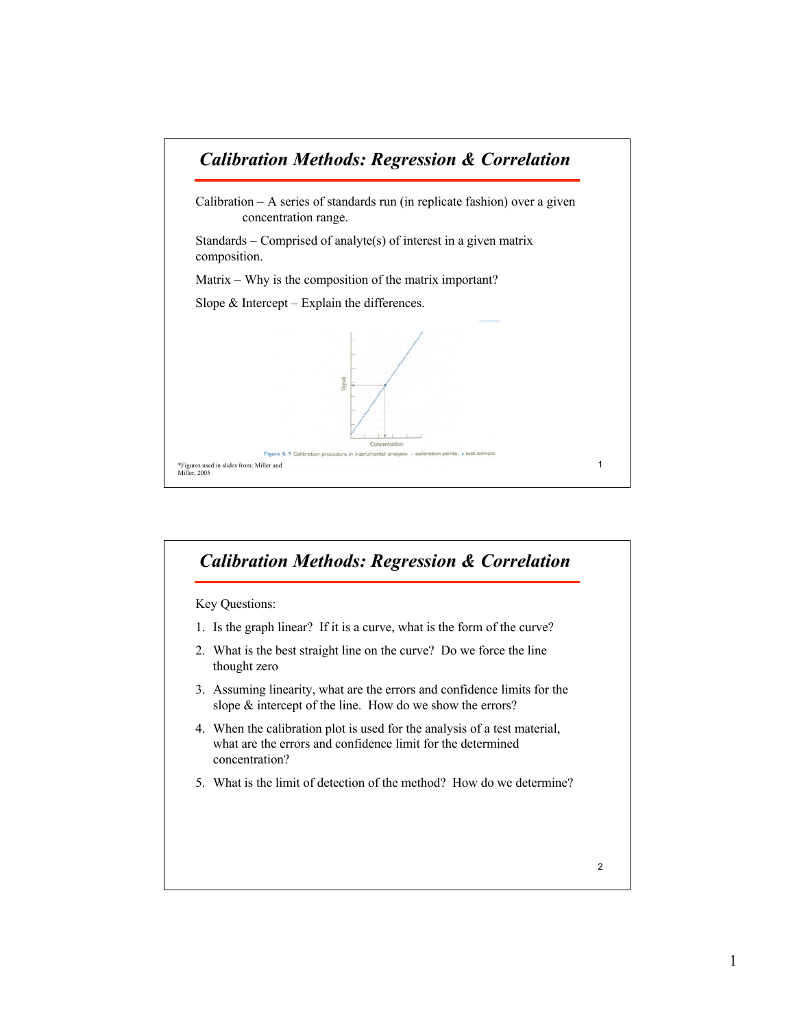## Calibration Methods: Regression & Correlation

Calibration – A series of standards run (in replicate fashion) over a given concentration range.

Standards – Comprised of analyte(s) of interest in a given matrix composition.

Matrix – Why is the composition of the matrix important?

Slope & Intercept – Explain the differences.

Figure 5.1 Calibration procedure in instrumental analysis: ○ calibration points; • test sample.

*Figures used in slides from: Miller and Miller, 2005

## Calibration Methods: Regression & Correlation

Key Questions:

1. Is the graph linear? If it is a curve, what is the form of the curve?
2. What is the best straight line on the curve? Do we force the line thought zero
3. Assuming linearity, what are the errors and confidence limits for the slope & intercept of the line. How do we show the errors?
4. When the calibration plot is used for the analysis of a test material, what are the errors and confidence limit for the determined concentration?
5. What is the limit of detection of the method? How do we determine?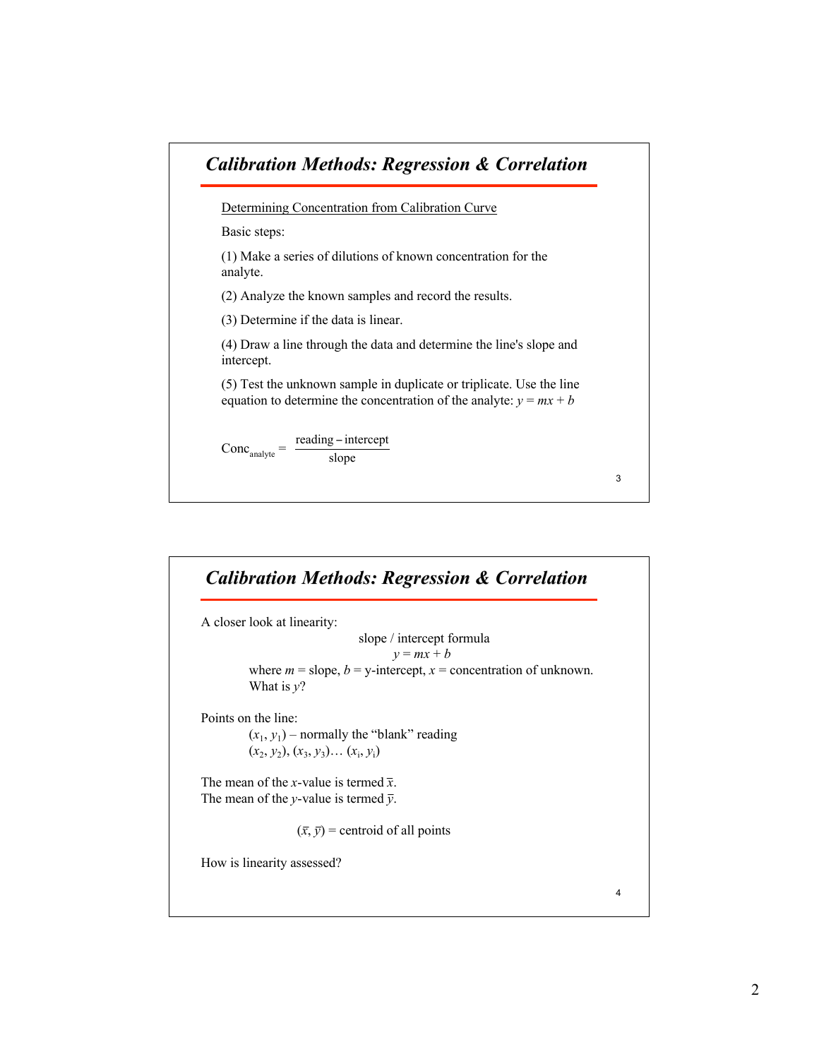## Calibration Methods: Regression & Correlation

Determining Concentration from Calibration Curve

Basic steps:

(1) Make a series of dilutions of known concentration for the analyte.

(2) Analyze the known samples and record the results.

(3) Determine if the data is linear.

(4) Draw a line through the data and determine the line's slope and intercept.

(5) Test the unknown sample in duplicate or triplicate. Use the line equation to determine the concentration of the analyte: $y = mx + b$

$$\text{Conc}_{\text{analyte}} = \frac{\text{reading} - \text{intercept}}{\text{slope}}$$

## Calibration Methods: Regression & Correlation

A closer look at linearity:

slope / intercept formula

$$y = mx + b$$

where $m$ = slope, $b$ = y-intercept, $x$ = concentration of unknown. What is $y$?

Points on the line:

$(x_1, y_1)$ – normally the "blank" reading

$(x_2, y_2)$, $(x_3, y_3)$… $(x_i, y_i)$

The mean of the $x$-value is termed $\bar{x}$.
The mean of the $y$-value is termed $\bar{y}$.

$(\bar{x}, \bar{y})$ = centroid of all points

How is linearity assessed?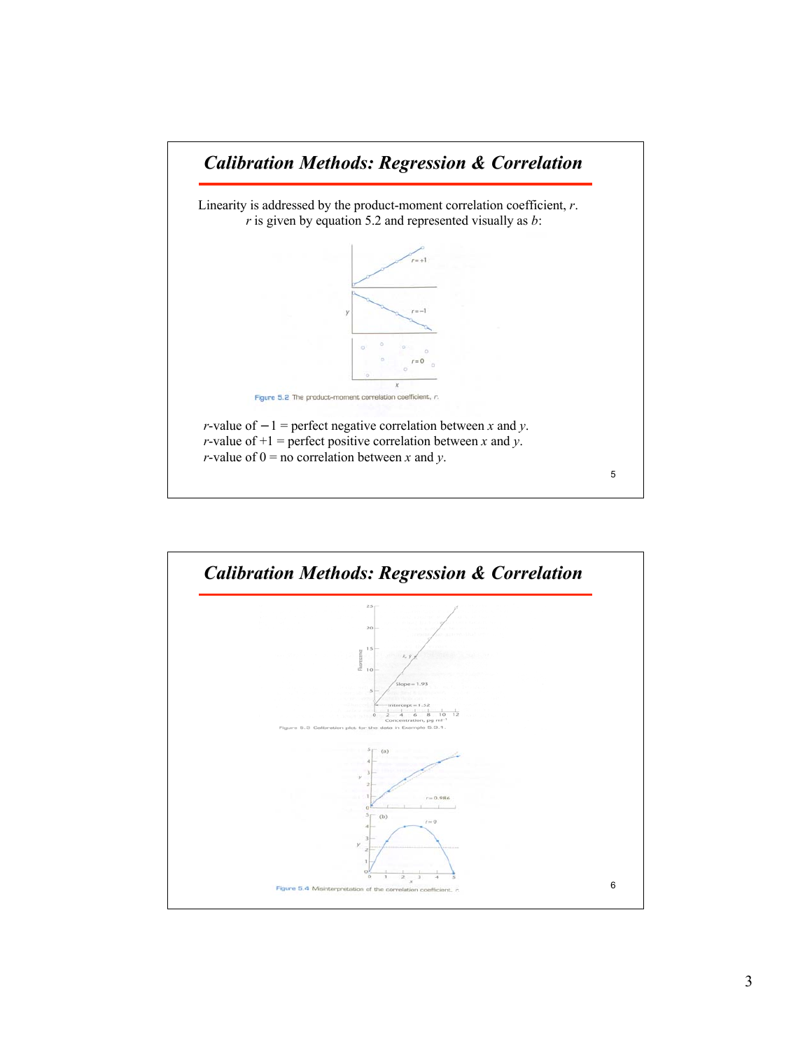## Calibration Methods: Regression & Correlation

Linearity is addressed by the product-moment correlation coefficient, $r$.
$r$ is given by equation 5.2 and represented visually as $b$:

Figure 5.2 The product-moment correlation coefficient, $r$.

$r$-value of $-1$ = perfect negative correlation between $x$ and $y$.
$r$-value of $+1$ = perfect positive correlation between $x$ and $y$.
$r$-value of $0$ = no correlation between $x$ and $y$.

## Calibration Methods: Regression & Correlation

Figure 5.3 Calibration plot for the data in Example 5.3.1.

Figure 5.4 Misinterpretation of the correlation coefficient, $r$.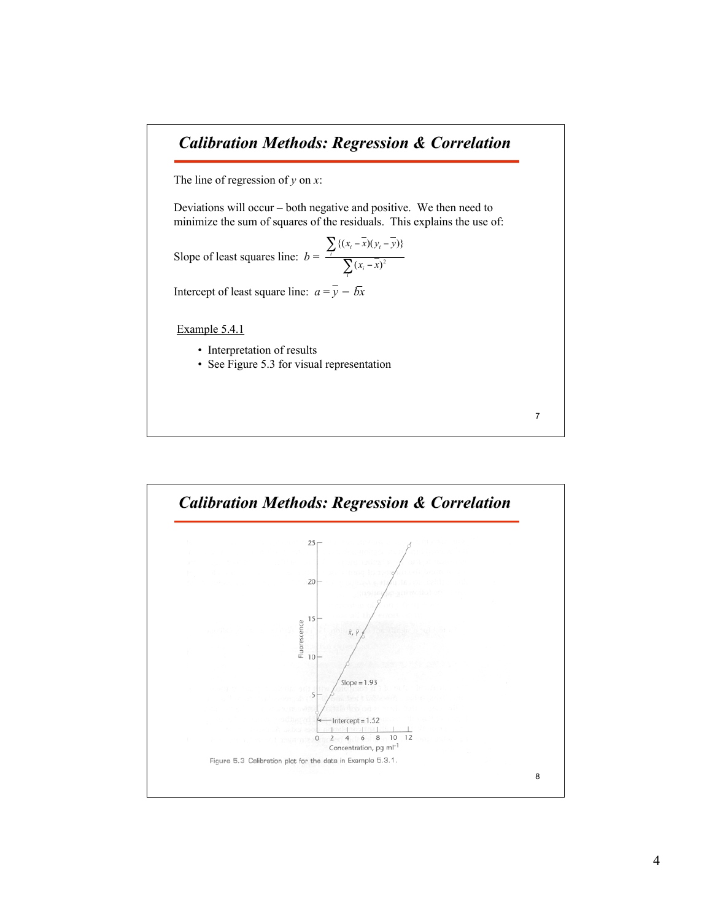## Calibration Methods: Regression & Correlation

The line of regression of $y$ on $x$:

Deviations will occur – both negative and positive. We then need to minimize the sum of squares of the residuals. This explains the use of:

Slope of least squares line: $b = \dfrac{\sum_i \{(x_i - \bar{x})(y_i - \bar{y})\}}{\sum_i (x_i - \bar{x})^2}$

Intercept of least square line: $a = \bar{y} - b\bar{x}$

Example 5.4.1

- Interpretation of results
- See Figure 5.3 for visual representation

## Calibration Methods: Regression & Correlation

Figure 5.3 Calibration plot for the data in Example 5.3.1.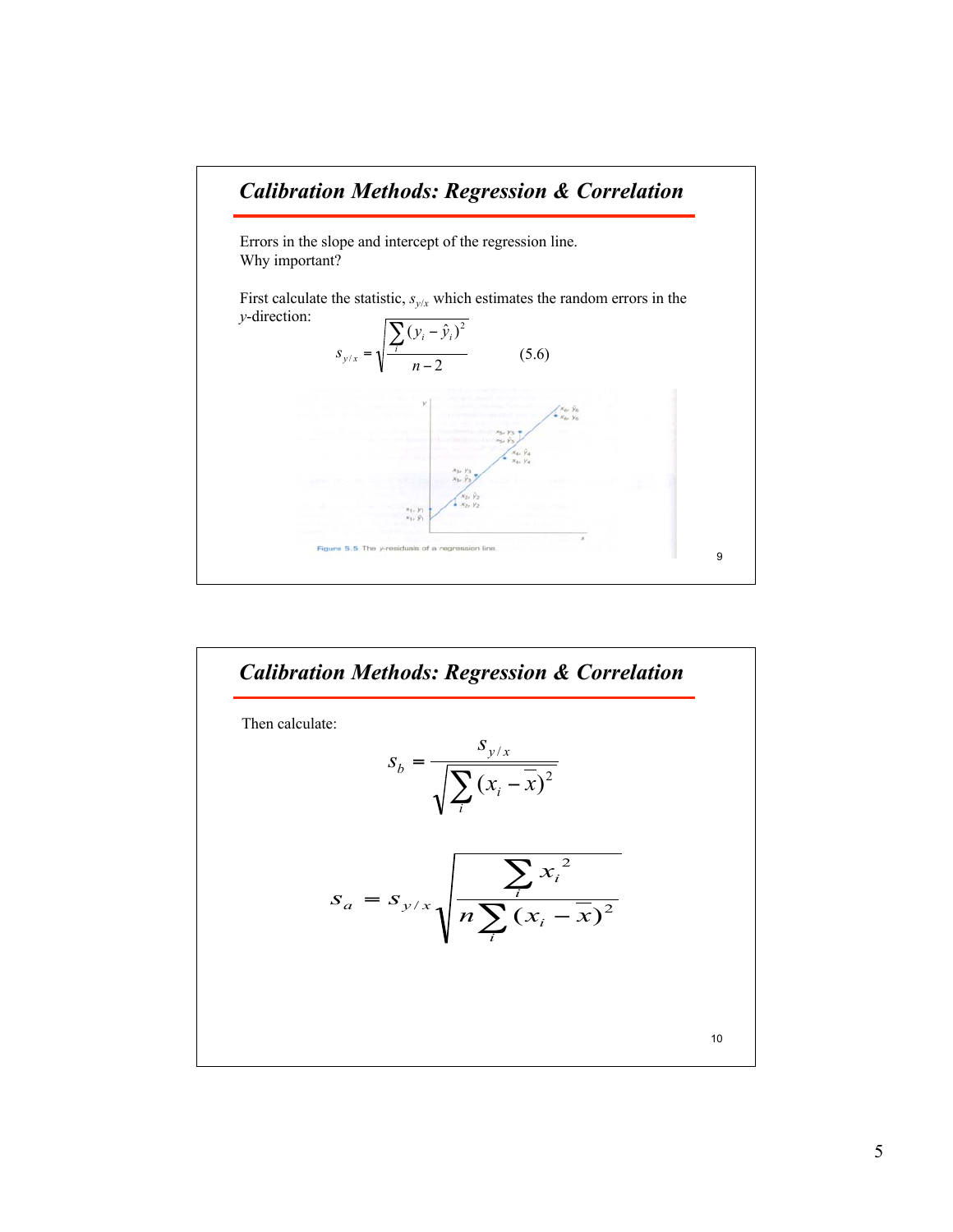## Calibration Methods: Regression & Correlation

Errors in the slope and intercept of the regression line.
Why important?

First calculate the statistic, $s_{y/x}$ which estimates the random errors in the $y$-direction:

$$s_{y/x} = \sqrt{\frac{\sum_i (y_i - \hat{y}_i)^2}{n-2}} \qquad (5.6)$$

Figure 5.5 The $y$-residuals of a regression line.

## Calibration Methods: Regression & Correlation

Then calculate:

$$s_b = \frac{s_{y/x}}{\sqrt{\sum_i (x_i - \bar{x})^2}}$$

$$s_a = s_{y/x} \sqrt{\frac{\sum_i x_i^2}{n \sum_i (x_i - \bar{x})^2}}$$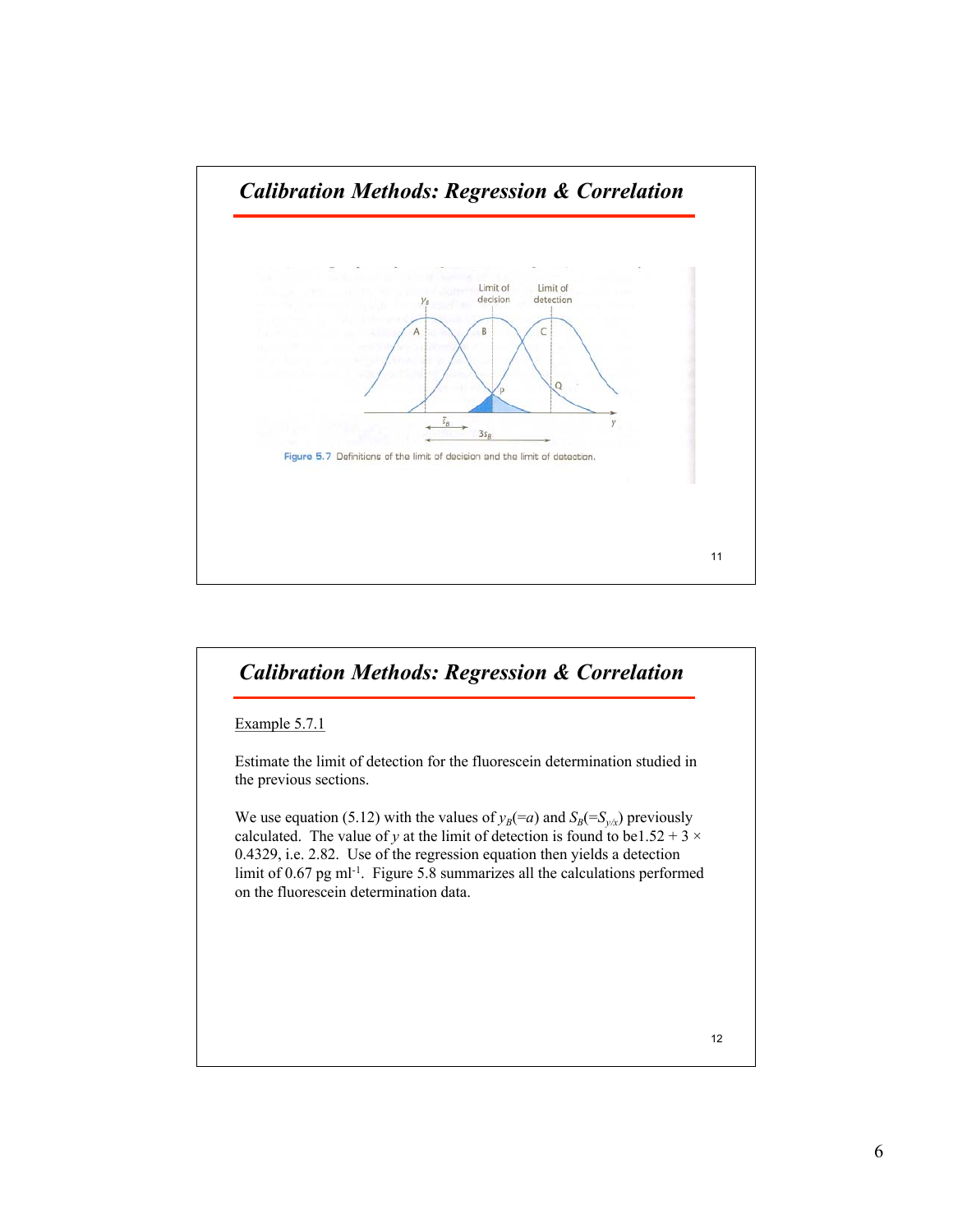## Calibration Methods: Regression & Correlation

Figure 5.7 Definitions of the limit of decision and the limit of detection.

## Calibration Methods: Regression & Correlation

Example 5.7.1

Estimate the limit of detection for the fluorescein determination studied in the previous sections.

We use equation (5.12) with the values of $y_B(=a)$ and $S_B(=S_{y/x})$ previously calculated. The value of $y$ at the limit of detection is found to be1.52 + 3 × 0.4329, i.e. 2.82. Use of the regression equation then yields a detection limit of 0.67 pg ml$^{-1}$. Figure 5.8 summarizes all the calculations performed on the fluorescein determination data.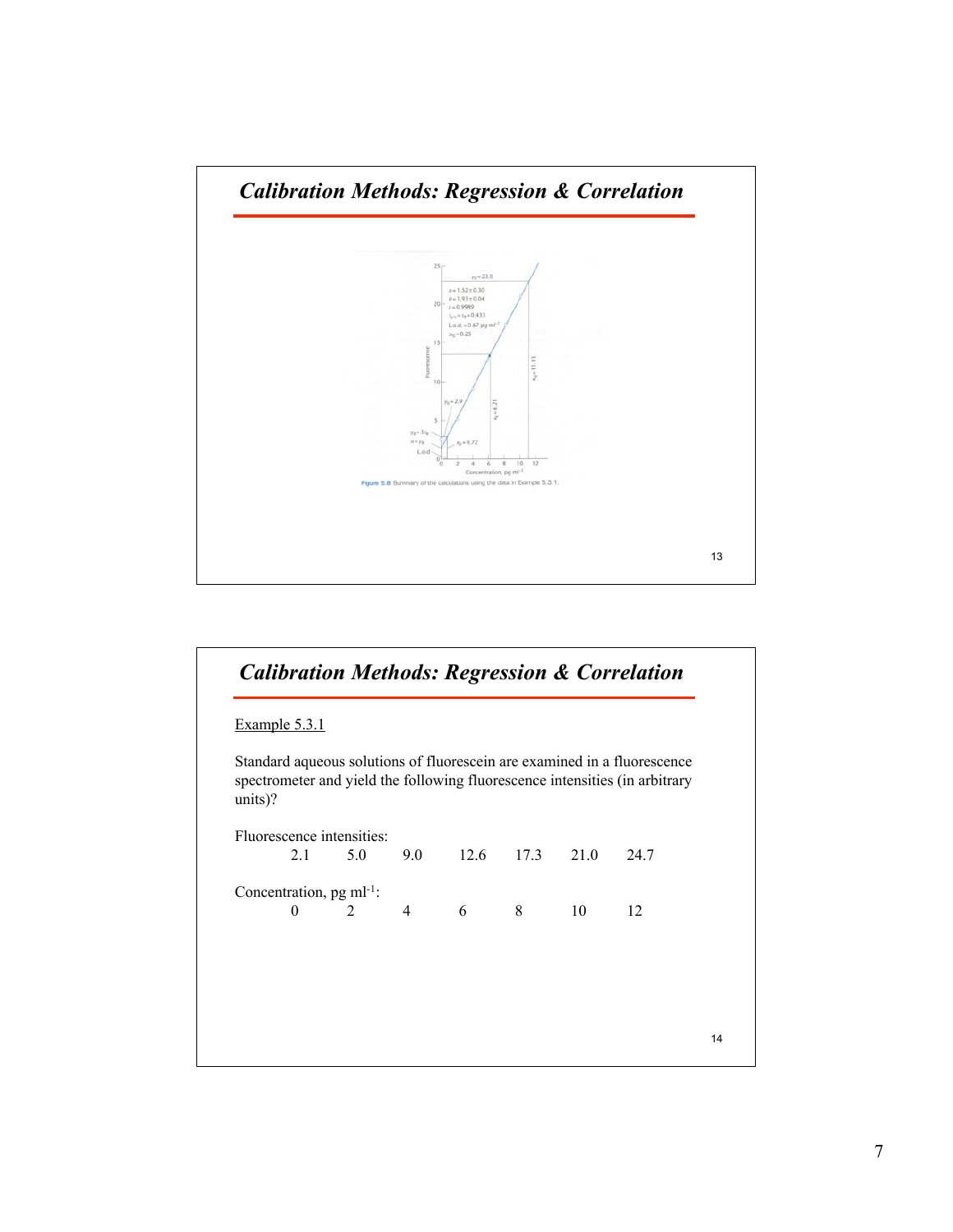## Calibration Methods: Regression & Correlation

Figure 5.8 Summary of the calculations using the data in Example 5.3.1.

## Calibration Methods: Regression & Correlation

Example 5.3.1

Standard aqueous solutions of fluorescein are examined in a fluorescence spectrometer and yield the following fluorescence intensities (in arbitrary units)?

| Fluorescence intensities: | 2.1 | 5.0 | 9.0 | 12.6 | 17.3 | 21.0 | 24.7 |
|---|---|---|---|---|---|---|---|
| Concentration, pg $ml^{-1}$: | 0 | 2 | 4 | 6 | 8 | 10 | 12 |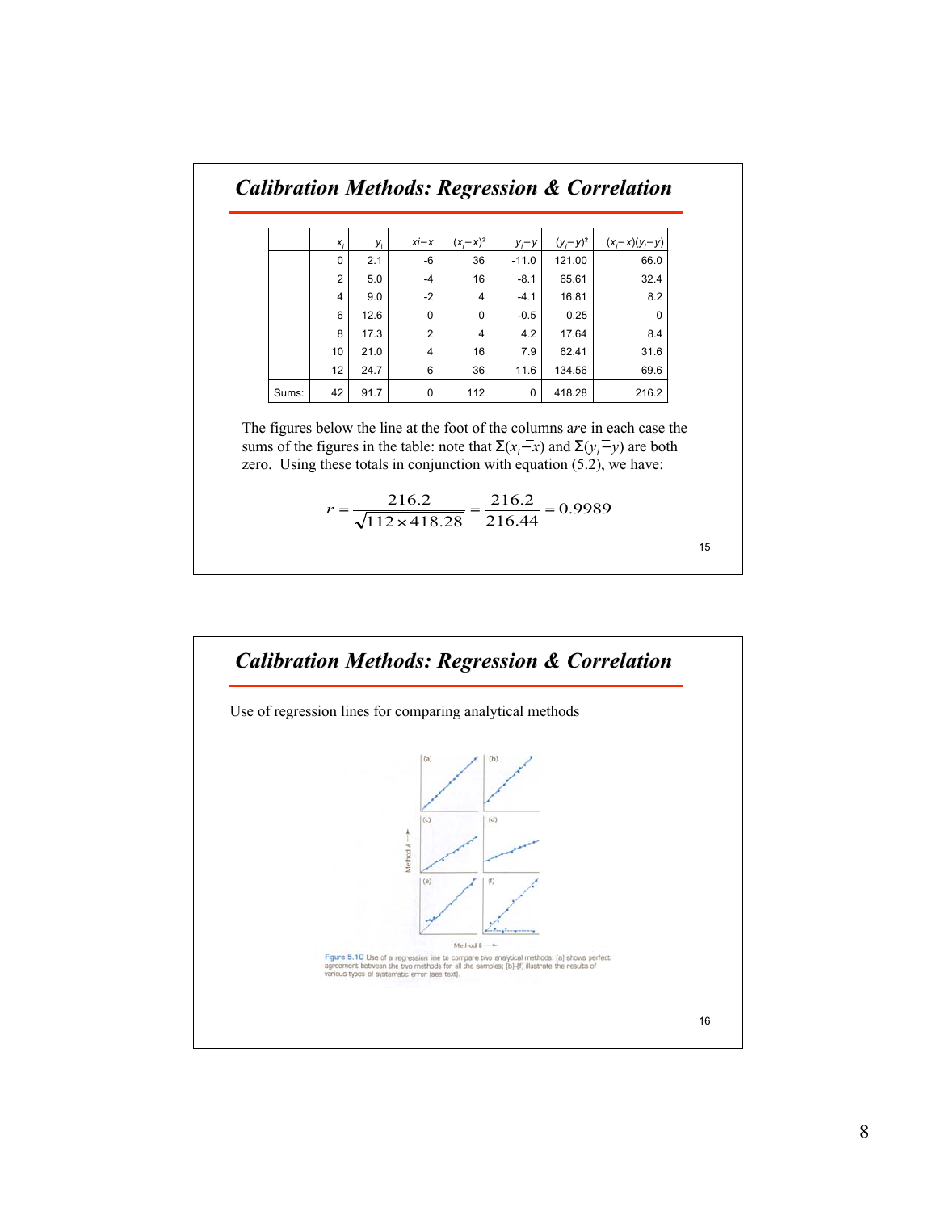## Calibration Methods: Regression & Correlation

| | $x_i$ | $y_i$ | $x_i - x$ | $(x_i - x)^2$ | $y_i - y$ | $(y_i - y)^2$ | $(x_i - x)(y_i - y)$ |
|---|---|---|---|---|---|---|---|
| | 0 | 2.1 | -6 | 36 | -11.0 | 121.00 | 66.0 |
| | 2 | 5.0 | -4 | 16 | -8.1 | 65.61 | 32.4 |
| | 4 | 9.0 | -2 | 4 | -4.1 | 16.81 | 8.2 |
| | 6 | 12.6 | 0 | 0 | -0.5 | 0.25 | 0 |
| | 8 | 17.3 | 2 | 4 | 4.2 | 17.64 | 8.4 |
| | 10 | 21.0 | 4 | 16 | 7.9 | 62.41 | 31.6 |
| | 12 | 24.7 | 6 | 36 | 11.6 | 134.56 | 69.6 |
| Sums: | 42 | 91.7 | 0 | 112 | 0 | 418.28 | 216.2 |

The figures below the line at the foot of the columns are in each case the sums of the figures in the table: note that $\Sigma(x_i - \bar{x})$ and $\Sigma(y_i - \bar{y})$ are both zero. Using these totals in conjunction with equation (5.2), we have:

$$r = \frac{216.2}{\sqrt{112 \times 418.28}} = \frac{216.2}{216.44} = 0.9989$$

## Calibration Methods: Regression & Correlation

Use of regression lines for comparing analytical methods

Figure 5.10 Use of a regression line to compare two analytical methods: (a) shows perfect agreement between the two methods for all the samples; (b)–(f) illustrate the results of various types of systematic error (see text).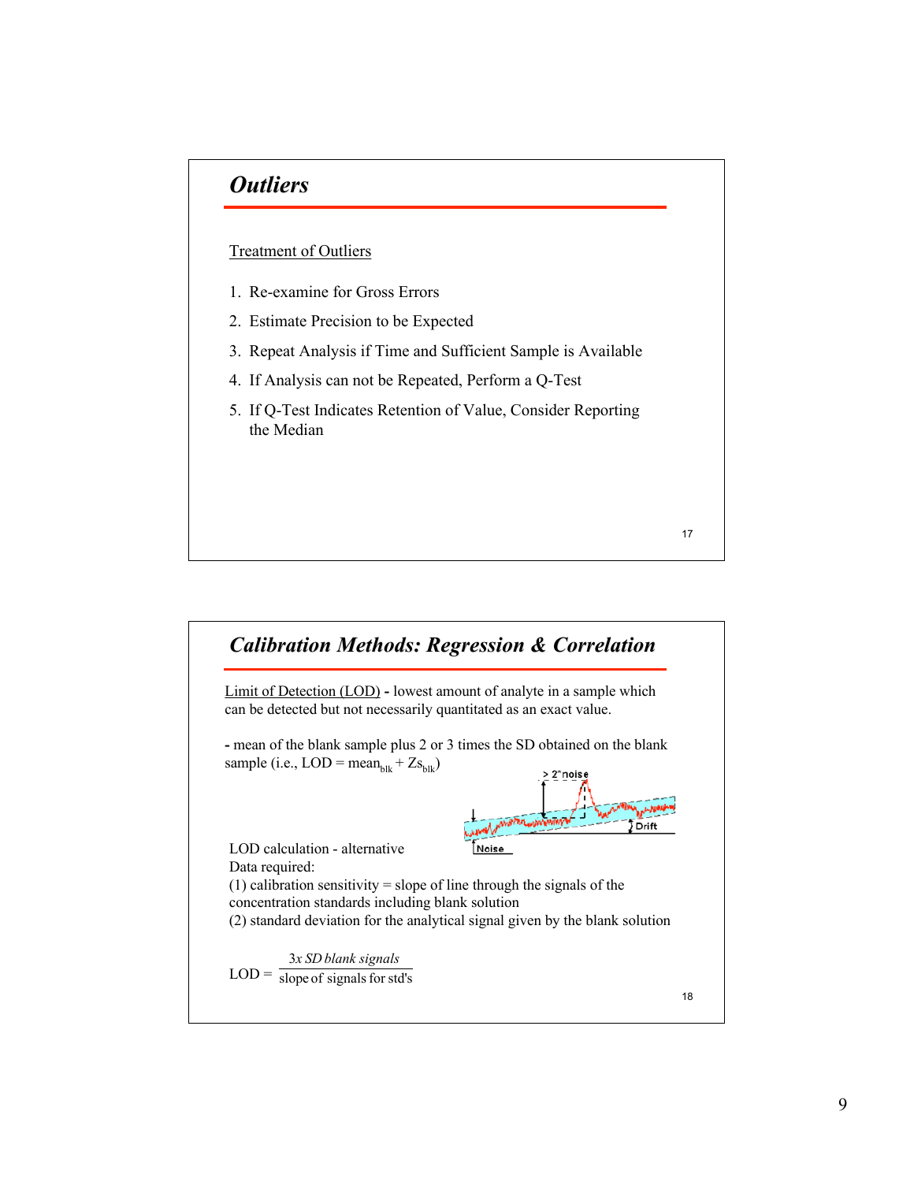## *Outliers*

Treatment of Outliers

1. Re-examine for Gross Errors
2. Estimate Precision to be Expected
3. Repeat Analysis if Time and Sufficient Sample is Available
4. If Analysis can not be Repeated, Perform a Q-Test
5. If Q-Test Indicates Retention of Value, Consider Reporting the Median

## *Calibration Methods: Regression & Correlation*

Limit of Detection (LOD) **-** lowest amount of analyte in a sample which can be detected but not necessarily quantitated as an exact value.

**-** mean of the blank sample plus 2 or 3 times the SD obtained on the blank sample (i.e., LOD = $mean_{blk} + Zs_{blk}$)

> 2*noise

Drift

Noise

LOD calculation - alternative
Data required:
(1) calibration sensitivity = slope of line through the signals of the concentration standards including blank solution
(2) standard deviation for the analytical signal given by the blank solution

$$\text{LOD} = \frac{3x\ SD\ blank\ signals}{\text{slope of signals for std's}}$$